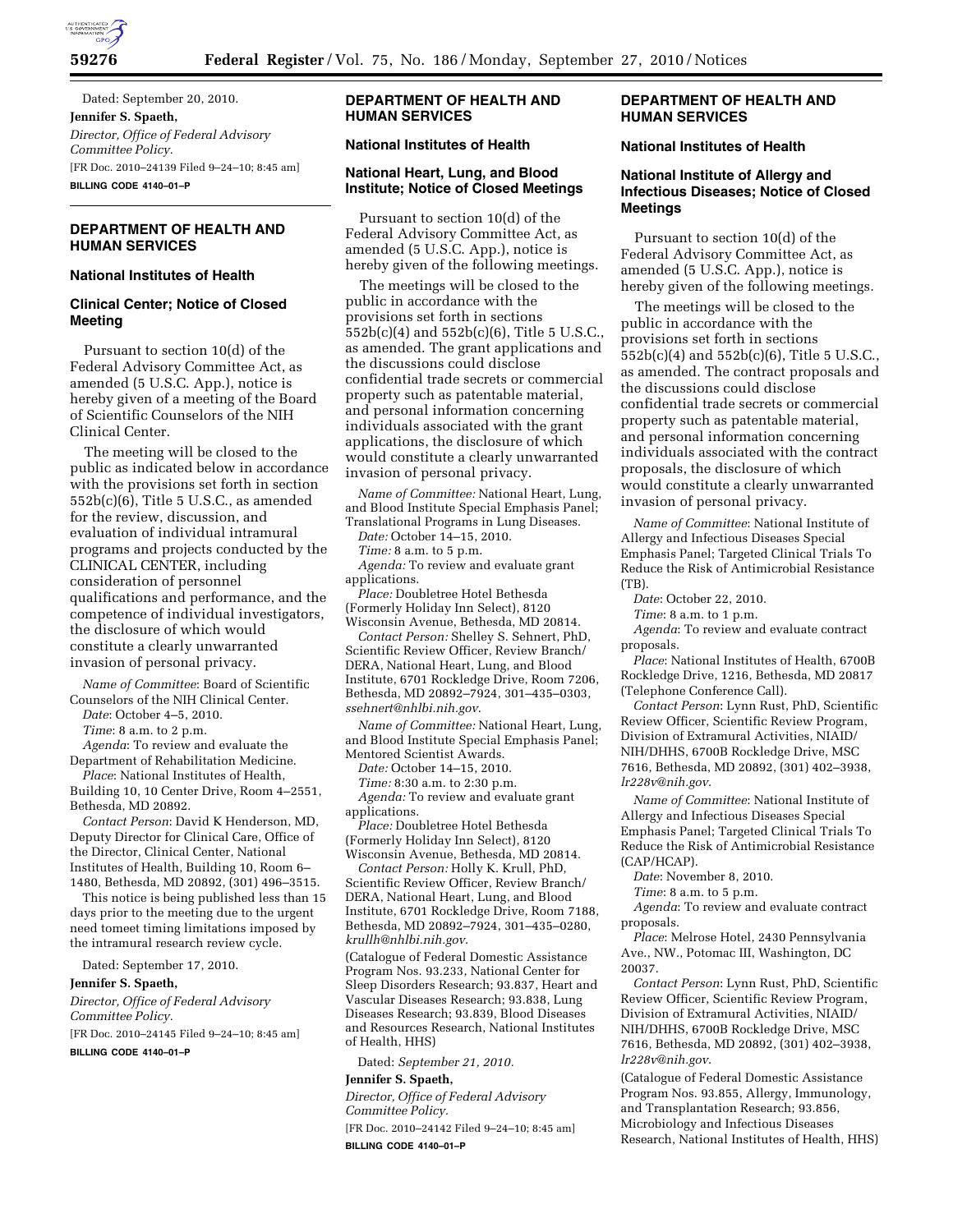Dated: September 20, 2010.

**Jennifer S. Spaeth,**

*Director, Office of Federal Advisory Committee Policy.*

[FR Doc. 2010–24139 Filed 9–24–10; 8:45 am]

**BILLING CODE 4140–01–P**

## DEPARTMENT OF HEALTH AND HUMAN SERVICES

### National Institutes of Health

### Clinical Center; Notice of Closed Meeting

Pursuant to section 10(d) of the Federal Advisory Committee Act, as amended (5 U.S.C. App.), notice is hereby given of a meeting of the Board of Scientific Counselors of the NIH Clinical Center.

The meeting will be closed to the public as indicated below in accordance with the provisions set forth in section 552b(c)(6), Title 5 U.S.C., as amended for the review, discussion, and evaluation of individual intramural programs and projects conducted by the CLINICAL CENTER, including consideration of personnel qualifications and performance, and the competence of individual investigators, the disclosure of which would constitute a clearly unwarranted invasion of personal privacy.

*Name of Committee*: Board of Scientific Counselors of the NIH Clinical Center.

*Date*: October 4–5, 2010.

*Time*: 8 a.m. to 2 p.m.

*Agenda*: To review and evaluate the Department of Rehabilitation Medicine.

*Place*: National Institutes of Health, Building 10, 10 Center Drive, Room 4–2551, Bethesda, MD 20892.

*Contact Person*: David K Henderson, MD, Deputy Director for Clinical Care, Office of the Director, Clinical Center, National Institutes of Health, Building 10, Room 6–1480, Bethesda, MD 20892, (301) 496–3515.

This notice is being published less than 15 days prior to the meeting due to the urgent need tomeet timing limitations imposed by the intramural research review cycle.

Dated: September 17, 2010.

**Jennifer S. Spaeth,**

*Director, Office of Federal Advisory Committee Policy.*

[FR Doc. 2010–24145 Filed 9–24–10; 8:45 am]

**BILLING CODE 4140–01–P**

## DEPARTMENT OF HEALTH AND HUMAN SERVICES

### National Institutes of Health

### National Heart, Lung, and Blood Institute; Notice of Closed Meetings

Pursuant to section 10(d) of the Federal Advisory Committee Act, as amended (5 U.S.C. App.), notice is hereby given of the following meetings.

The meetings will be closed to the public in accordance with the provisions set forth in sections 552b(c)(4) and 552b(c)(6), Title 5 U.S.C., as amended. The grant applications and the discussions could disclose confidential trade secrets or commercial property such as patentable material, and personal information concerning individuals associated with the grant applications, the disclosure of which would constitute a clearly unwarranted invasion of personal privacy.

*Name of Committee:* National Heart, Lung, and Blood Institute Special Emphasis Panel; Translational Programs in Lung Diseases.

*Date:* October 14–15, 2010.

*Time:* 8 a.m. to 5 p.m.

*Agenda:* To review and evaluate grant applications.

*Place:* Doubletree Hotel Bethesda (Formerly Holiday Inn Select), 8120 Wisconsin Avenue, Bethesda, MD 20814.

*Contact Person:* Shelley S. Sehnert, PhD, Scientific Review Officer, Review Branch/DERA, National Heart, Lung, and Blood Institute, 6701 Rockledge Drive, Room 7206, Bethesda, MD 20892–7924, 301–435–0303, *ssehnert@nhlbi.nih.gov*.

*Name of Committee:* National Heart, Lung, and Blood Institute Special Emphasis Panel; Mentored Scientist Awards.

*Date:* October 14–15, 2010.

*Time:* 8:30 a.m. to 2:30 p.m.

*Agenda:* To review and evaluate grant applications.

*Place:* Doubletree Hotel Bethesda (Formerly Holiday Inn Select), 8120 Wisconsin Avenue, Bethesda, MD 20814.

*Contact Person:* Holly K. Krull, PhD, Scientific Review Officer, Review Branch/DERA, National Heart, Lung, and Blood Institute, 6701 Rockledge Drive, Room 7188, Bethesda, MD 20892–7924, 301–435–0280, *krullh@nhlbi.nih.gov*.

(Catalogue of Federal Domestic Assistance Program Nos. 93.233, National Center for Sleep Disorders Research; 93.837, Heart and Vascular Diseases Research; 93.838, Lung Diseases Research; 93.839, Blood Diseases and Resources Research, National Institutes of Health, HHS)

Dated: *September 21, 2010.*

**Jennifer S. Spaeth,**

*Director, Office of Federal Advisory Committee Policy.*

[FR Doc. 2010–24142 Filed 9–24–10; 8:45 am]

**BILLING CODE 4140–01–P**

## DEPARTMENT OF HEALTH AND HUMAN SERVICES

### National Institutes of Health

### National Institute of Allergy and Infectious Diseases; Notice of Closed Meetings

Pursuant to section 10(d) of the Federal Advisory Committee Act, as amended (5 U.S.C. App.), notice is hereby given of the following meetings.

The meetings will be closed to the public in accordance with the provisions set forth in sections 552b(c)(4) and 552b(c)(6), Title 5 U.S.C., as amended. The contract proposals and the discussions could disclose confidential trade secrets or commercial property such as patentable material, and personal information concerning individuals associated with the contract proposals, the disclosure of which would constitute a clearly unwarranted invasion of personal privacy.

*Name of Committee*: National Institute of Allergy and Infectious Diseases Special Emphasis Panel; Targeted Clinical Trials To Reduce the Risk of Antimicrobial Resistance (TB).

*Date*: October 22, 2010.

*Time*: 8 a.m. to 1 p.m.

*Agenda*: To review and evaluate contract proposals.

*Place*: National Institutes of Health, 6700B Rockledge Drive, 1216, Bethesda, MD 20817 (Telephone Conference Call).

*Contact Person*: Lynn Rust, PhD, Scientific Review Officer, Scientific Review Program, Division of Extramural Activities, NIAID/NIH/DHHS, 6700B Rockledge Drive, MSC 7616, Bethesda, MD 20892, (301) 402–3938, *lr228v@nih.gov*.

*Name of Committee*: National Institute of Allergy and Infectious Diseases Special Emphasis Panel; Targeted Clinical Trials To Reduce the Risk of Antimicrobial Resistance (CAP/HCAP).

*Date*: November 8, 2010.

*Time*: 8 a.m. to 5 p.m.

*Agenda*: To review and evaluate contract proposals.

*Place*: Melrose Hotel, 2430 Pennsylvania Ave., NW., Potomac III, Washington, DC 20037.

*Contact Person*: Lynn Rust, PhD, Scientific Review Officer, Scientific Review Program, Division of Extramural Activities, NIAID/NIH/DHHS, 6700B Rockledge Drive, MSC 7616, Bethesda, MD 20892, (301) 402–3938, *lr228v@nih.gov*.

(Catalogue of Federal Domestic Assistance Program Nos. 93.855, Allergy, Immunology, and Transplantation Research; 93.856, Microbiology and Infectious Diseases Research, National Institutes of Health, HHS)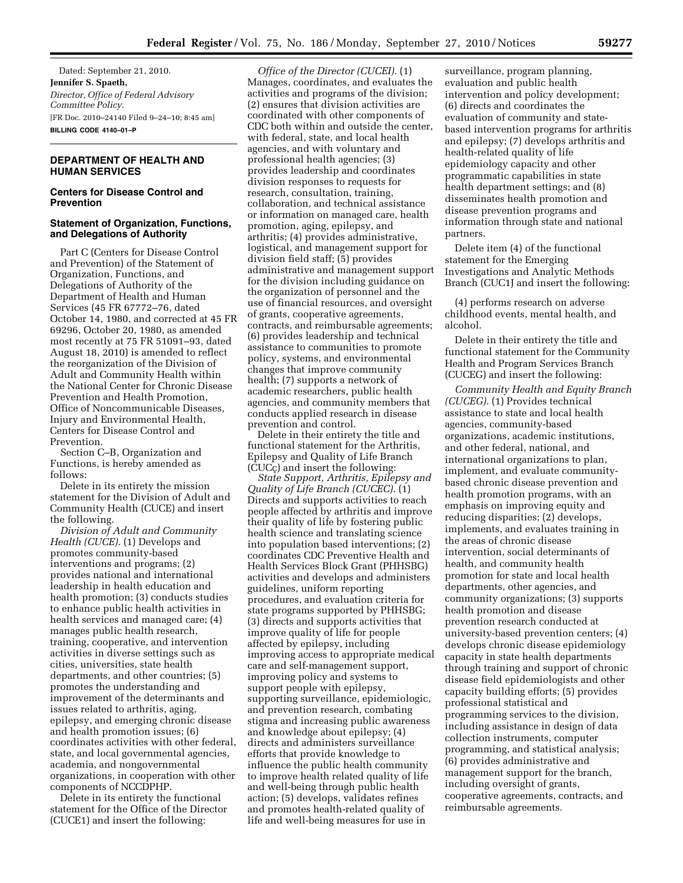Dated: September 21, 2010.

**Jennifer S. Spaeth,**

*Director, Office of Federal Advisory Committee Policy.*

[FR Doc. 2010–24140 Filed 9–24–10; 8:45 am]

**BILLING CODE 4140–01–P**

## DEPARTMENT OF HEALTH AND HUMAN SERVICES

### Centers for Disease Control and Prevention

### Statement of Organization, Functions, and Delegations of Authority

Part C (Centers for Disease Control and Prevention) of the Statement of Organization, Functions, and Delegations of Authority of the Department of Health and Human Services (45 FR 67772–76, dated October 14, 1980, and corrected at 45 FR 69296, October 20, 1980, as amended most recently at 75 FR 51091–93, dated August 18, 2010) is amended to reflect the reorganization of the Division of Adult and Community Health within the National Center for Chronic Disease Prevention and Health Promotion, Office of Noncommunicable Diseases, Injury and Environmental Health, Centers for Disease Control and Prevention.

Section C–B, Organization and Functions, is hereby amended as follows:

Delete in its entirety the mission statement for the Division of Adult and Community Health (CUCE) and insert the following.

*Division of Adult and Community Health (CUCE).* (1) Develops and promotes community-based interventions and programs; (2) provides national and international leadership in health education and health promotion; (3) conducts studies to enhance public health activities in health services and managed care; (4) manages public health research, training, cooperative, and intervention activities in diverse settings such as cities, universities, state health departments, and other countries; (5) promotes the understanding and improvement of the determinants and issues related to arthritis, aging, epilepsy, and emerging chronic disease and health promotion issues; (6) coordinates activities with other federal, state, and local governmental agencies, academia, and nongovernmental organizations, in cooperation with other components of NCCDPHP.

Delete in its entirety the functional statement for the Office of the Director (CUCE1) and insert the following:

*Office of the Director (CUCEI).* (1) Manages, coordinates, and evaluates the activities and programs of the division; (2) ensures that division activities are coordinated with other components of CDC both within and outside the center, with federal, state, and local health agencies, and with voluntary and professional health agencies; (3) provides leadership and coordinates division responses to requests for research, consultation, training, collaboration, and technical assistance or information on managed care, health promotion, aging, epilepsy, and arthritis; (4) provides administrative, logistical, and management support for division field staff; (5) provides administrative and management support for the division including guidance on the organization of personnel and the use of financial resources, and oversight of grants, cooperative agreements, contracts, and reimbursable agreements; (6) provides leadership and technical assistance to communities to promote policy, systems, and environmental changes that improve community health; (7) supports a network of academic researchers, public health agencies, and community members that conducts applied research in disease prevention and control.

Delete in their entirety the title and functional statement for the Arthritis, Epilepsy and Quality of Life Branch (CUCç) and insert the following:

*State Support, Arthritis, Epilepsy and Quality of Life Branch (CUCEC).* (1) Directs and supports activities to reach people affected by arthritis and improve their quality of life by fostering public health science and translating science into population based interventions; (2) coordinates CDC Preventive Health and Health Services Block Grant (PHHSBG) activities and develops and administers guidelines, uniform reporting procedures, and evaluation criteria for state programs supported by PHHSBG; (3) directs and supports activities that improve quality of life for people affected by epilepsy, including improving access to appropriate medical care and self-management support, improving policy and systems to support people with epilepsy, supporting surveillance, epidemiologic, and prevention research, combating stigma and increasing public awareness and knowledge about epilepsy; (4) directs and administers surveillance efforts that provide knowledge to influence the public health community to improve health related quality of life and well-being through public health action; (5) develops, validates refines and promotes health-related quality of life and well-being measures for use in surveillance, program planning, evaluation and public health intervention and policy development; (6) directs and coordinates the evaluation of community and state-based intervention programs for arthritis and epilepsy; (7) develops arthritis and health-related quality of life epidemiology capacity and other programmatic capabilities in state health department settings; and (8) disseminates health promotion and disease prevention programs and information through state and national partners.

Delete item (4) of the functional statement for the Emerging Investigations and Analytic Methods Branch (CUC1J and insert the following:

(4) performs research on adverse childhood events, mental health, and alcohol.

Delete in their entirety the title and functional statement for the Community Health and Program Services Branch (CUCEG) and insert the following:

*Community Health and Equity Branch (CUCEG).* (1) Provides technical assistance to state and local health agencies, community-based organizations, academic institutions, and other federal, national, and international organizations to plan, implement, and evaluate community-based chronic disease prevention and health promotion programs, with an emphasis on improving equity and reducing disparities; (2) develops, implements, and evaluates training in the areas of chronic disease intervention, social determinants of health, and community health promotion for state and local health departments, other agencies, and community organizations; (3) supports health promotion and disease prevention research conducted at university-based prevention centers; (4) develops chronic disease epidemiology capacity in state health departments through training and support of chronic disease field epidemiologists and other capacity building efforts; (5) provides professional statistical and programming services to the division, including assistance in design of data collection instruments, computer programming, and statistical analysis; (6) provides administrative and management support for the branch, including oversight of grants, cooperative agreements, contracts, and reimbursable agreements.